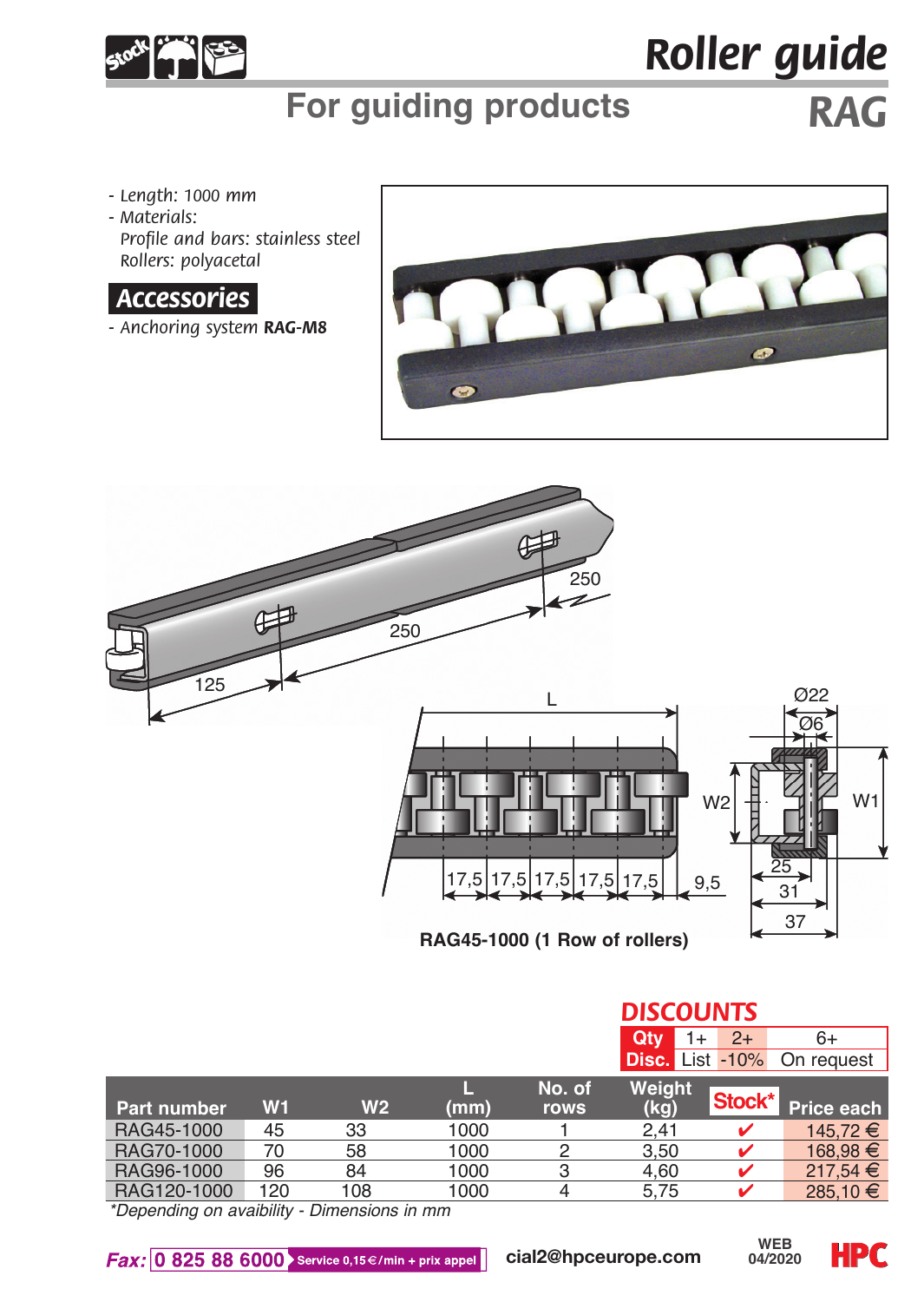# Roller guide

## For guiding products

## RAG

- Length: 1000 mm
- Materials:
  Profile and bars: stainless steel
  Rollers: polyacetal

### Accessories

- Anchoring system **RAG-M8**

RAG45-1000 (1 Row of rollers)

### DISCOUNTS

| Qty | 1+ | 2+ | 6+ |
|---|---|---|---|
| Disc. | List | -10% | On request |

| Part number | W1 | W2 | L (mm) | No. of rows | Weight (kg) | Stock* | Price each |
|---|---|---|---|---|---|---|---|
| RAG45-1000 | 45 | 33 | 1000 | 1 | 2,41 | ✔ | 145,72 € |
| RAG70-1000 | 70 | 58 | 1000 | 2 | 3,50 | ✔ | 168,98 € |
| RAG96-1000 | 96 | 84 | 1000 | 3 | 4,60 | ✔ | 217,54 € |
| RAG120-1000 | 120 | 108 | 1000 | 4 | 5,75 | ✔ | 285,10 € |

*Depending on avaibility - Dimensions in mm

Fax: 0 825 88 6000 Service 0,15€/min + prix appel    cial2@hpceurope.com    WEB 04/2020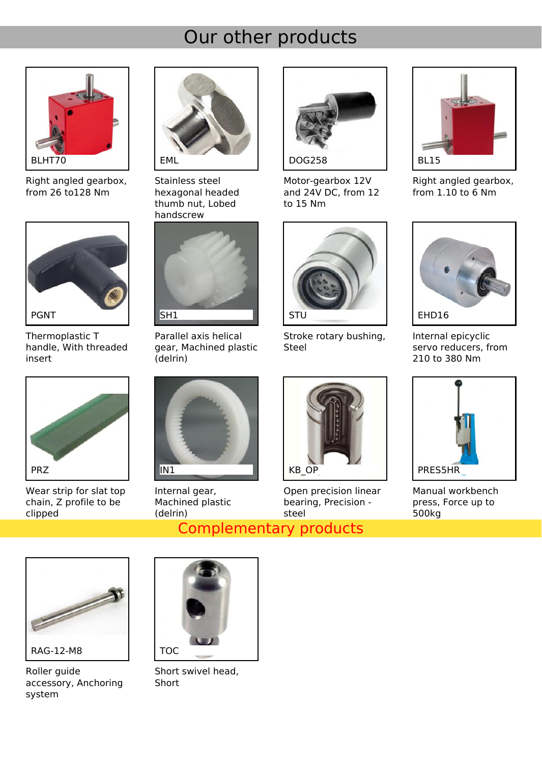# Our other products

BLHT70

Right angled gearbox, from 26 to128 Nm

EML

Stainless steel hexagonal headed thumb nut, Lobed handscrew

DOG258

Motor-gearbox 12V and 24V DC, from 12 to 15 Nm

BL15

Right angled gearbox, from 1.10 to 6 Nm

PGNT

Thermoplastic T handle, With threaded insert

SH1

Parallel axis helical gear, Machined plastic (delrin)

STU

Stroke rotary bushing, Steel

EHD16

Internal epicyclic servo reducers, from 210 to 380 Nm

PRZ

Wear strip for slat top chain, Z profile to be clipped

IN1

Internal gear, Machined plastic (delrin)

KB_OP

Open precision linear bearing, Precision - steel

PRES5HR

Manual workbench press, Force up to 500kg

# Complementary products

RAG-12-M8

Roller guide accessory, Anchoring system

TOC

Short swivel head, Short